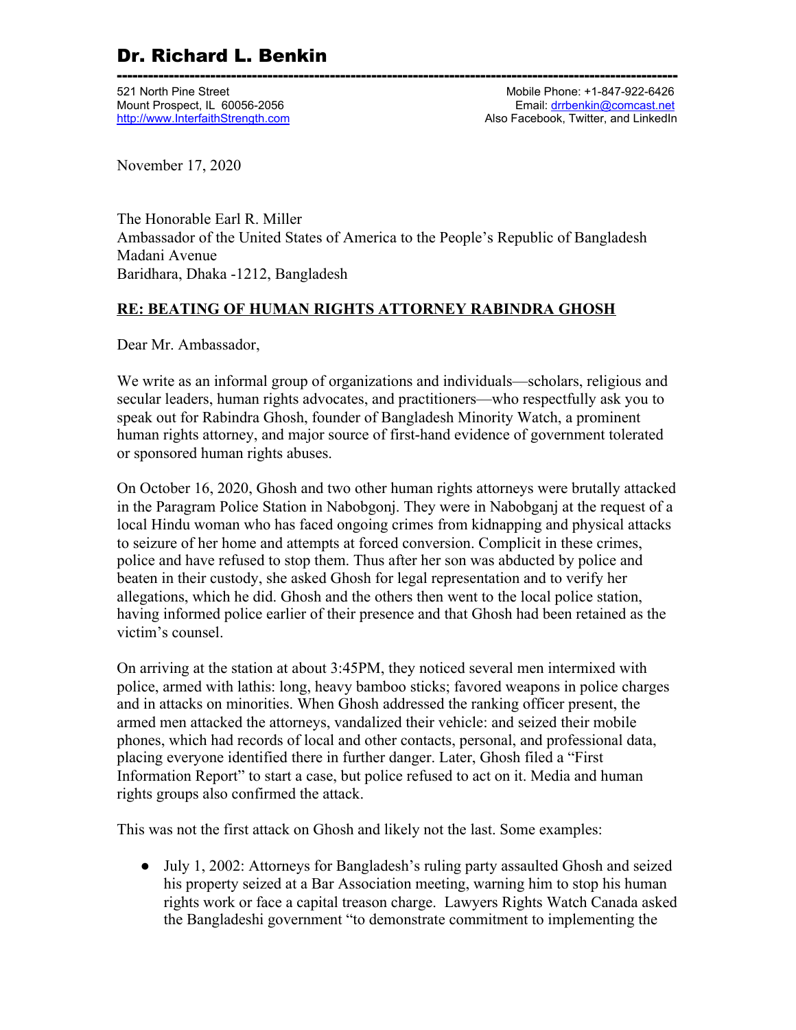# Dr. Richard L. Benkin

---

521 North Pine Street
Mount Prospect, IL 60056-2056
http://www.InterfaithStrength.com

Mobile Phone: +1-847-922-6426
Email: drrbenkin@comcast.net
Also Facebook, Twitter, and LinkedIn

November 17, 2020

The Honorable Earl R. Miller
Ambassador of the United States of America to the People's Republic of Bangladesh
Madani Avenue
Baridhara, Dhaka -1212, Bangladesh

**RE: BEATING OF HUMAN RIGHTS ATTORNEY RABINDRA GHOSH**

Dear Mr. Ambassador,

We write as an informal group of organizations and individuals—scholars, religious and secular leaders, human rights advocates, and practitioners—who respectfully ask you to speak out for Rabindra Ghosh, founder of Bangladesh Minority Watch, a prominent human rights attorney, and major source of first-hand evidence of government tolerated or sponsored human rights abuses.

On October 16, 2020, Ghosh and two other human rights attorneys were brutally attacked in the Paragram Police Station in Nabobgonj. They were in Nabobganj at the request of a local Hindu woman who has faced ongoing crimes from kidnapping and physical attacks to seizure of her home and attempts at forced conversion. Complicit in these crimes, police and have refused to stop them. Thus after her son was abducted by police and beaten in their custody, she asked Ghosh for legal representation and to verify her allegations, which he did. Ghosh and the others then went to the local police station, having informed police earlier of their presence and that Ghosh had been retained as the victim's counsel.

On arriving at the station at about 3:45PM, they noticed several men intermixed with police, armed with lathis: long, heavy bamboo sticks; favored weapons in police charges and in attacks on minorities. When Ghosh addressed the ranking officer present, the armed men attacked the attorneys, vandalized their vehicle: and seized their mobile phones, which had records of local and other contacts, personal, and professional data, placing everyone identified there in further danger. Later, Ghosh filed a "First Information Report" to start a case, but police refused to act on it. Media and human rights groups also confirmed the attack.

This was not the first attack on Ghosh and likely not the last. Some examples:

- July 1, 2002: Attorneys for Bangladesh's ruling party assaulted Ghosh and seized his property seized at a Bar Association meeting, warning him to stop his human rights work or face a capital treason charge. Lawyers Rights Watch Canada asked the Bangladeshi government "to demonstrate commitment to implementing the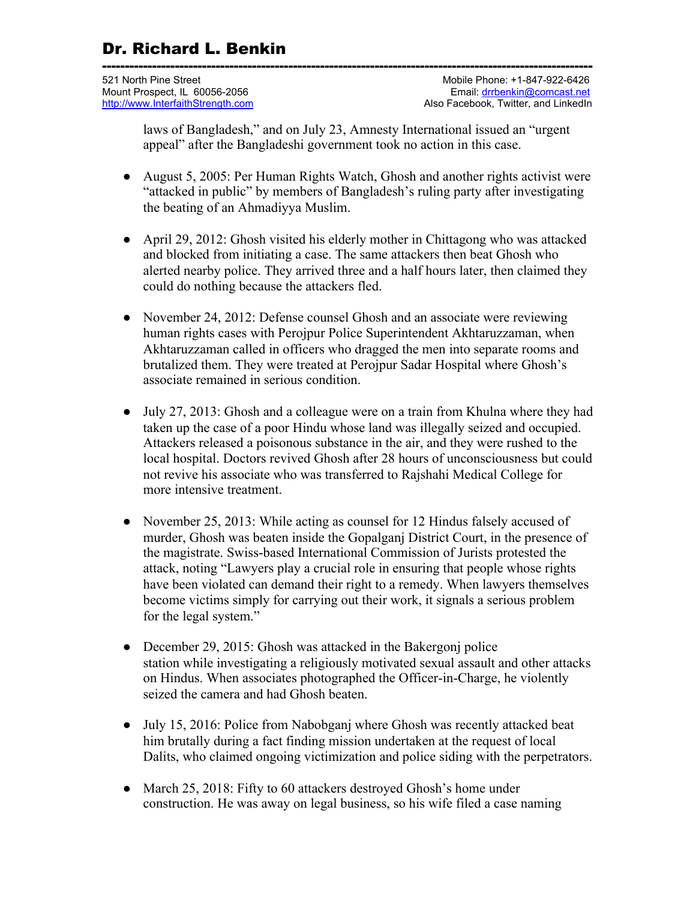laws of Bangladesh," and on July 23, Amnesty International issued an "urgent appeal" after the Bangladeshi government took no action in this case.

- August 5, 2005: Per Human Rights Watch, Ghosh and another rights activist were "attacked in public" by members of Bangladesh's ruling party after investigating the beating of an Ahmadiyya Muslim.

- April 29, 2012: Ghosh visited his elderly mother in Chittagong who was attacked and blocked from initiating a case. The same attackers then beat Ghosh who alerted nearby police. They arrived three and a half hours later, then claimed they could do nothing because the attackers fled.

- November 24, 2012: Defense counsel Ghosh and an associate were reviewing human rights cases with Perojpur Police Superintendent Akhtaruzzaman, when Akhtaruzzaman called in officers who dragged the men into separate rooms and brutalized them. They were treated at Perojpur Sadar Hospital where Ghosh's associate remained in serious condition.

- July 27, 2013: Ghosh and a colleague were on a train from Khulna where they had taken up the case of a poor Hindu whose land was illegally seized and occupied. Attackers released a poisonous substance in the air, and they were rushed to the local hospital. Doctors revived Ghosh after 28 hours of unconsciousness but could not revive his associate who was transferred to Rajshahi Medical College for more intensive treatment.

- November 25, 2013: While acting as counsel for 12 Hindus falsely accused of murder, Ghosh was beaten inside the Gopalganj District Court, in the presence of the magistrate. Swiss-based International Commission of Jurists protested the attack, noting "Lawyers play a crucial role in ensuring that people whose rights have been violated can demand their right to a remedy. When lawyers themselves become victims simply for carrying out their work, it signals a serious problem for the legal system."

- December 29, 2015: Ghosh was attacked in the Bakergonj police station while investigating a religiously motivated sexual assault and other attacks on Hindus. When associates photographed the Officer-in-Charge, he violently seized the camera and had Ghosh beaten.

- July 15, 2016: Police from Nabobganj where Ghosh was recently attacked beat him brutally during a fact finding mission undertaken at the request of local Dalits, who claimed ongoing victimization and police siding with the perpetrators.

- March 25, 2018: Fifty to 60 attackers destroyed Ghosh's home under construction. He was away on legal business, so his wife filed a case naming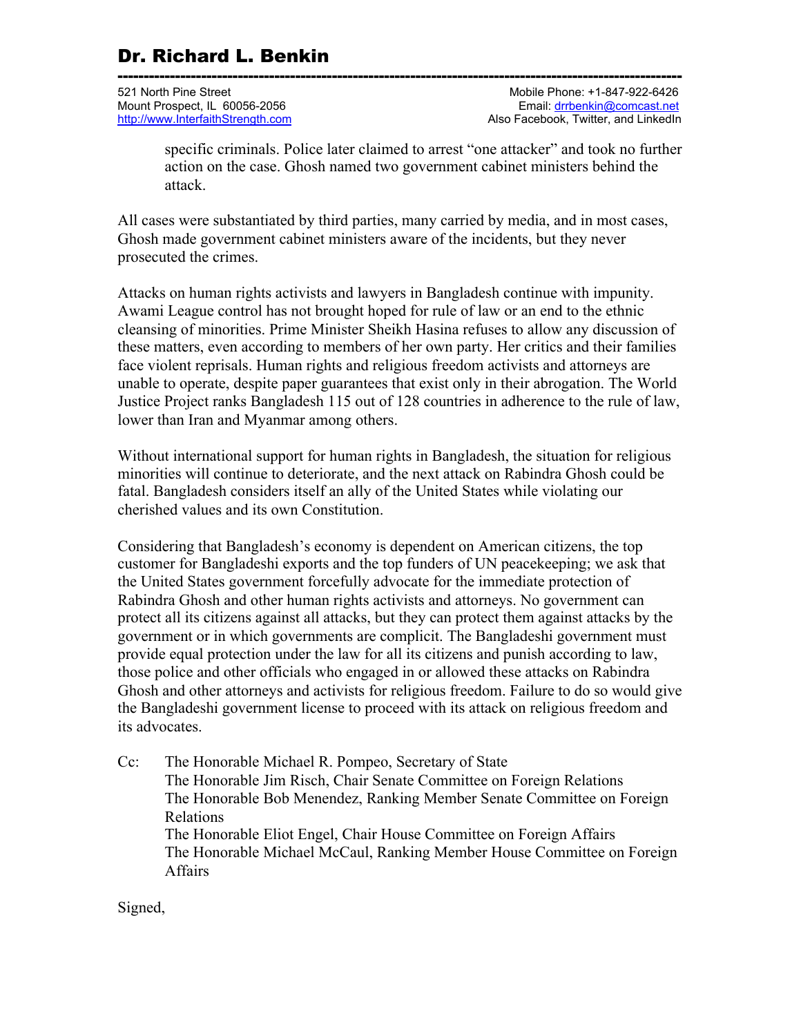specific criminals. Police later claimed to arrest "one attacker" and took no further action on the case. Ghosh named two government cabinet ministers behind the attack.

All cases were substantiated by third parties, many carried by media, and in most cases, Ghosh made government cabinet ministers aware of the incidents, but they never prosecuted the crimes.

Attacks on human rights activists and lawyers in Bangladesh continue with impunity. Awami League control has not brought hoped for rule of law or an end to the ethnic cleansing of minorities. Prime Minister Sheikh Hasina refuses to allow any discussion of these matters, even according to members of her own party. Her critics and their families face violent reprisals. Human rights and religious freedom activists and attorneys are unable to operate, despite paper guarantees that exist only in their abrogation. The World Justice Project ranks Bangladesh 115 out of 128 countries in adherence to the rule of law, lower than Iran and Myanmar among others.

Without international support for human rights in Bangladesh, the situation for religious minorities will continue to deteriorate, and the next attack on Rabindra Ghosh could be fatal. Bangladesh considers itself an ally of the United States while violating our cherished values and its own Constitution.

Considering that Bangladesh's economy is dependent on American citizens, the top customer for Bangladeshi exports and the top funders of UN peacekeeping; we ask that the United States government forcefully advocate for the immediate protection of Rabindra Ghosh and other human rights activists and attorneys. No government can protect all its citizens against all attacks, but they can protect them against attacks by the government or in which governments are complicit. The Bangladeshi government must provide equal protection under the law for all its citizens and punish according to law, those police and other officials who engaged in or allowed these attacks on Rabindra Ghosh and other attorneys and activists for religious freedom. Failure to do so would give the Bangladeshi government license to proceed with its attack on religious freedom and its advocates.

Cc: The Honorable Michael R. Pompeo, Secretary of State
The Honorable Jim Risch, Chair Senate Committee on Foreign Relations
The Honorable Bob Menendez, Ranking Member Senate Committee on Foreign Relations
The Honorable Eliot Engel, Chair House Committee on Foreign Affairs
The Honorable Michael McCaul, Ranking Member House Committee on Foreign Affairs

Signed,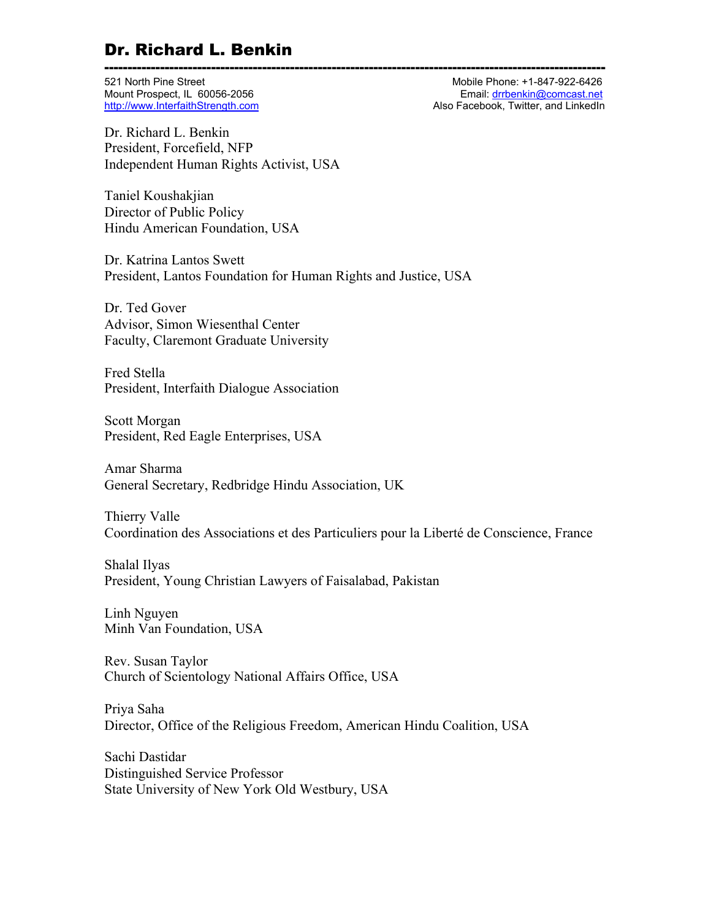# Dr. Richard L. Benkin

521 North Pine Street
Mount Prospect, IL 60056-2056
http://www.InterfaithStrength.com

Mobile Phone: +1-847-922-6426
Email: drrbenkin@comcast.net
Also Facebook, Twitter, and LinkedIn

Dr. Richard L. Benkin
President, Forcefield, NFP
Independent Human Rights Activist, USA

Taniel Koushakjian
Director of Public Policy
Hindu American Foundation, USA

Dr. Katrina Lantos Swett
President, Lantos Foundation for Human Rights and Justice, USA

Dr. Ted Gover
Advisor, Simon Wiesenthal Center
Faculty, Claremont Graduate University

Fred Stella
President, Interfaith Dialogue Association

Scott Morgan
President, Red Eagle Enterprises, USA

Amar Sharma
General Secretary, Redbridge Hindu Association, UK

Thierry Valle
Coordination des Associations et des Particuliers pour la Liberté de Conscience, France

Shalal Ilyas
President, Young Christian Lawyers of Faisalabad, Pakistan

Linh Nguyen
Minh Van Foundation, USA

Rev. Susan Taylor
Church of Scientology National Affairs Office, USA

Priya Saha
Director, Office of the Religious Freedom, American Hindu Coalition, USA

Sachi Dastidar
Distinguished Service Professor
State University of New York Old Westbury, USA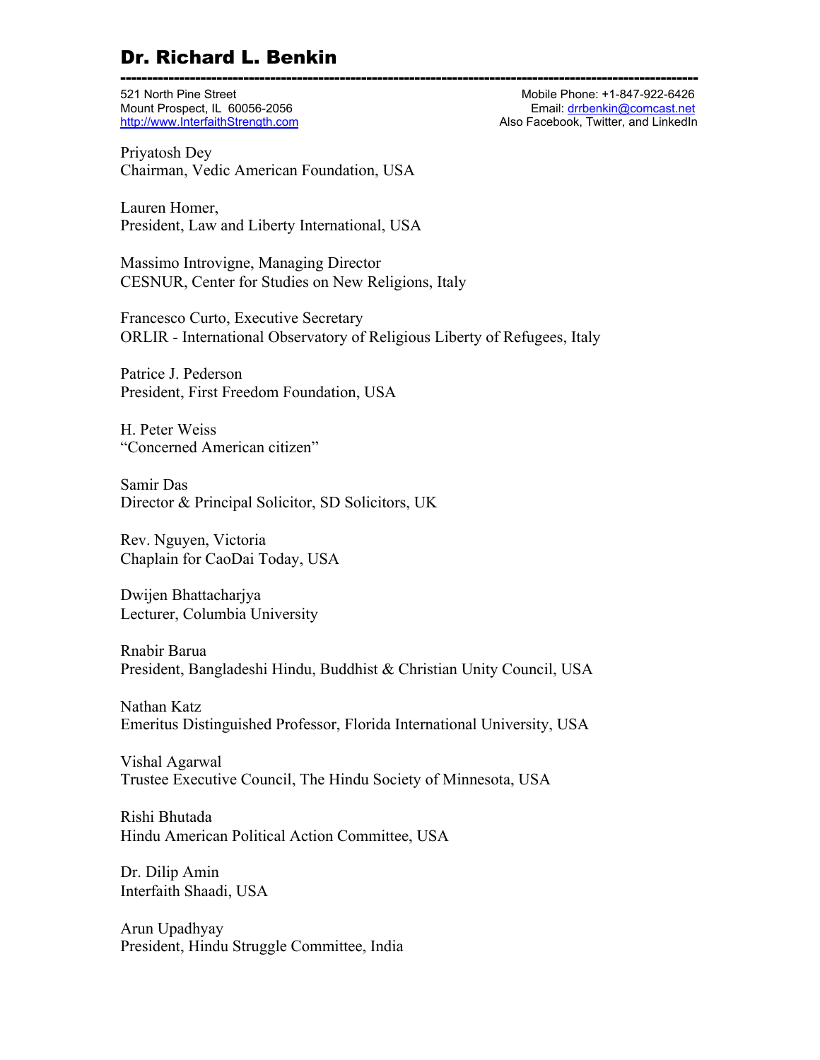# Dr. Richard L. Benkin

---

521 North Pine Street
Mount Prospect, IL 60056-2056
http://www.InterfaithStrength.com

Mobile Phone: +1-847-922-6426
Email: drrbenkin@comcast.net
Also Facebook, Twitter, and LinkedIn

Priyatosh Dey
Chairman, Vedic American Foundation, USA

Lauren Homer,
President, Law and Liberty International, USA

Massimo Introvigne, Managing Director
CESNUR, Center for Studies on New Religions, Italy

Francesco Curto, Executive Secretary
ORLIR - International Observatory of Religious Liberty of Refugees, Italy

Patrice J. Pederson
President, First Freedom Foundation, USA

H. Peter Weiss
"Concerned American citizen"

Samir Das
Director & Principal Solicitor, SD Solicitors, UK

Rev. Nguyen, Victoria
Chaplain for CaoDai Today, USA

Dwijen Bhattacharjya
Lecturer, Columbia University

Rnabir Barua
President, Bangladeshi Hindu, Buddhist & Christian Unity Council, USA

Nathan Katz
Emeritus Distinguished Professor, Florida International University, USA

Vishal Agarwal
Trustee Executive Council, The Hindu Society of Minnesota, USA

Rishi Bhutada
Hindu American Political Action Committee, USA

Dr. Dilip Amin
Interfaith Shaadi, USA

Arun Upadhyay
President, Hindu Struggle Committee, India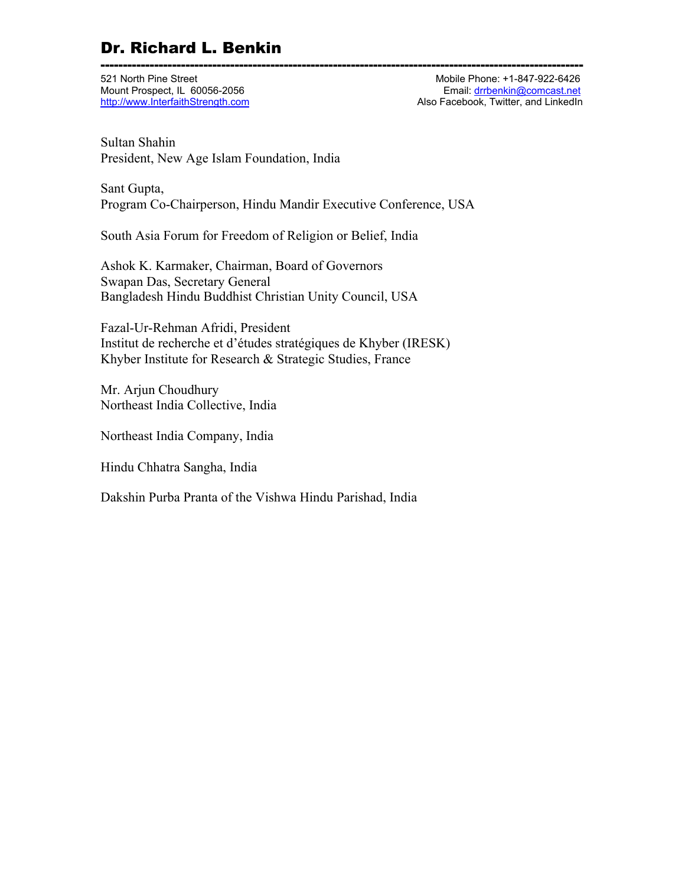# Dr. Richard L. Benkin

521 North Pine Street
Mount Prospect, IL 60056-2056
http://www.InterfaithStrength.com

Mobile Phone: +1-847-922-6426
Email: drrbenkin@comcast.net
Also Facebook, Twitter, and LinkedIn

Sultan Shahin
President, New Age Islam Foundation, India

Sant Gupta,
Program Co-Chairperson, Hindu Mandir Executive Conference, USA

South Asia Forum for Freedom of Religion or Belief, India

Ashok K. Karmaker, Chairman, Board of Governors
Swapan Das, Secretary General
Bangladesh Hindu Buddhist Christian Unity Council, USA

Fazal-Ur-Rehman Afridi, President
Institut de recherche et d'études stratégiques de Khyber (IRESK)
Khyber Institute for Research & Strategic Studies, France

Mr. Arjun Choudhury
Northeast India Collective, India

Northeast India Company, India

Hindu Chhatra Sangha, India

Dakshin Purba Pranta of the Vishwa Hindu Parishad, India